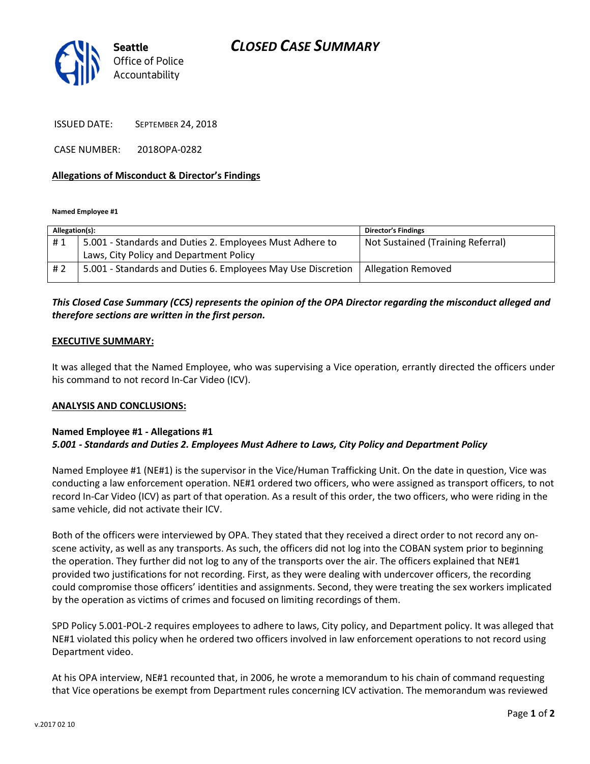# CLOSED CASE SUMMARY

Seattle Office of Police Accountability

ISSUED DATE: SEPTEMBER 24, 2018

CASE NUMBER: 2018OPA-0282

**Allegations of Misconduct & Director's Findings**

**Named Employee #1**

| Allegation(s): | | Director's Findings |
|---|---|---|
| # 1 | 5.001 - Standards and Duties 2. Employees Must Adhere to Laws, City Policy and Department Policy | Not Sustained (Training Referral) |
| # 2 | 5.001 - Standards and Duties 6. Employees May Use Discretion | Allegation Removed |

***This Closed Case Summary (CCS) represents the opinion of the OPA Director regarding the misconduct alleged and therefore sections are written in the first person.***

**EXECUTIVE SUMMARY:**

It was alleged that the Named Employee, who was supervising a Vice operation, errantly directed the officers under his command to not record In-Car Video (ICV).

**ANALYSIS AND CONCLUSIONS:**

**Named Employee #1 - Allegations #1**
***5.001 - Standards and Duties 2. Employees Must Adhere to Laws, City Policy and Department Policy***

Named Employee #1 (NE#1) is the supervisor in the Vice/Human Trafficking Unit. On the date in question, Vice was conducting a law enforcement operation. NE#1 ordered two officers, who were assigned as transport officers, to not record In-Car Video (ICV) as part of that operation. As a result of this order, the two officers, who were riding in the same vehicle, did not activate their ICV.

Both of the officers were interviewed by OPA. They stated that they received a direct order to not record any on-scene activity, as well as any transports. As such, the officers did not log into the COBAN system prior to beginning the operation. They further did not log to any of the transports over the air. The officers explained that NE#1 provided two justifications for not recording. First, as they were dealing with undercover officers, the recording could compromise those officers' identities and assignments. Second, they were treating the sex workers implicated by the operation as victims of crimes and focused on limiting recordings of them.

SPD Policy 5.001-POL-2 requires employees to adhere to laws, City policy, and Department policy. It was alleged that NE#1 violated this policy when he ordered two officers involved in law enforcement operations to not record using Department video.

At his OPA interview, NE#1 recounted that, in 2006, he wrote a memorandum to his chain of command requesting that Vice operations be exempt from Department rules concerning ICV activation. The memorandum was reviewed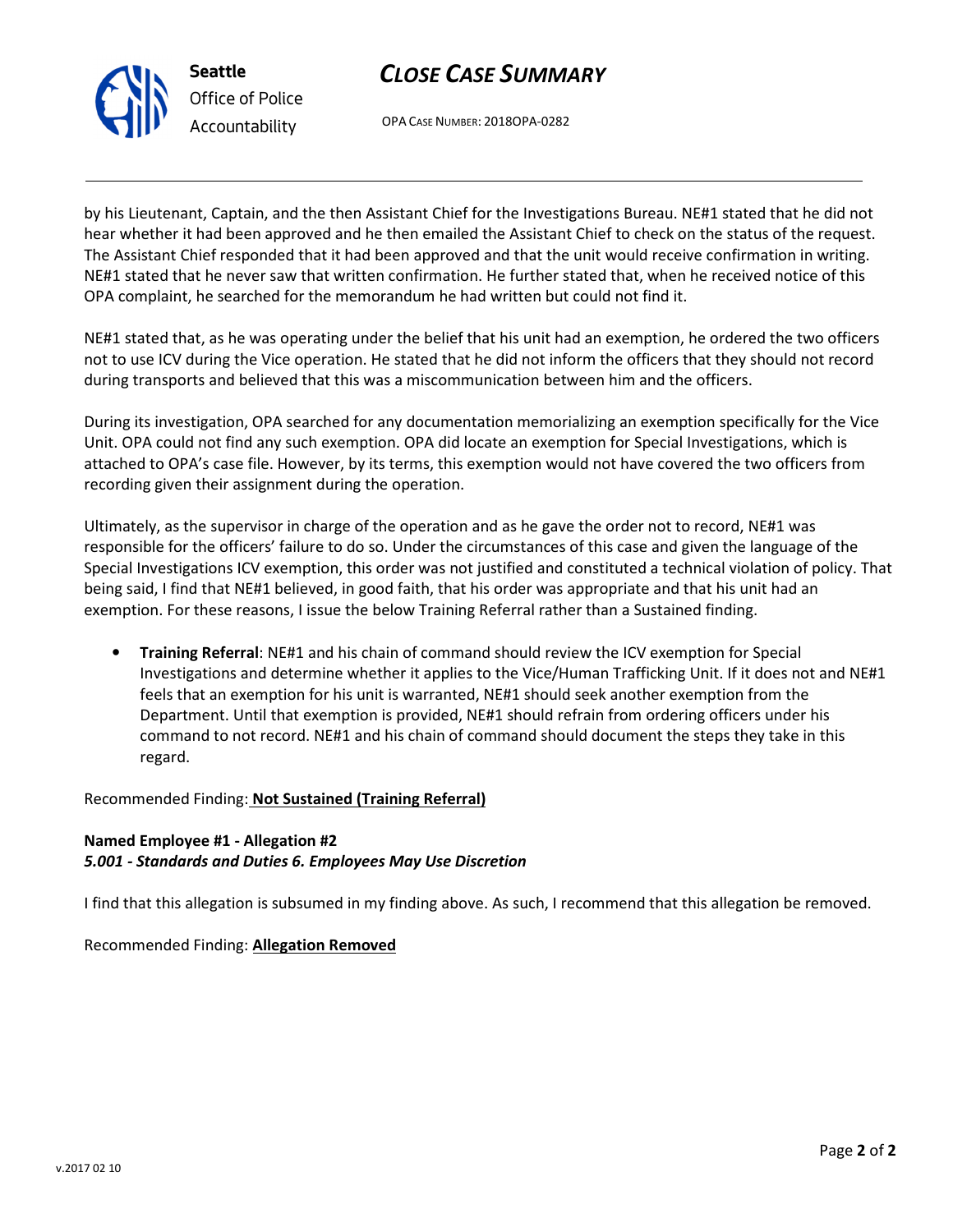by his Lieutenant, Captain, and the then Assistant Chief for the Investigations Bureau. NE#1 stated that he did not hear whether it had been approved and he then emailed the Assistant Chief to check on the status of the request. The Assistant Chief responded that it had been approved and that the unit would receive confirmation in writing. NE#1 stated that he never saw that written confirmation. He further stated that, when he received notice of this OPA complaint, he searched for the memorandum he had written but could not find it.

NE#1 stated that, as he was operating under the belief that his unit had an exemption, he ordered the two officers not to use ICV during the Vice operation. He stated that he did not inform the officers that they should not record during transports and believed that this was a miscommunication between him and the officers.

During its investigation, OPA searched for any documentation memorializing an exemption specifically for the Vice Unit. OPA could not find any such exemption. OPA did locate an exemption for Special Investigations, which is attached to OPA's case file. However, by its terms, this exemption would not have covered the two officers from recording given their assignment during the operation.

Ultimately, as the supervisor in charge of the operation and as he gave the order not to record, NE#1 was responsible for the officers' failure to do so. Under the circumstances of this case and given the language of the Special Investigations ICV exemption, this order was not justified and constituted a technical violation of policy. That being said, I find that NE#1 believed, in good faith, that his order was appropriate and that his unit had an exemption. For these reasons, I issue the below Training Referral rather than a Sustained finding.

- **Training Referral**: NE#1 and his chain of command should review the ICV exemption for Special Investigations and determine whether it applies to the Vice/Human Trafficking Unit. If it does not and NE#1 feels that an exemption for his unit is warranted, NE#1 should seek another exemption from the Department. Until that exemption is provided, NE#1 should refrain from ordering officers under his command to not record. NE#1 and his chain of command should document the steps they take in this regard.

Recommended Finding: **Not Sustained (Training Referral)**

**Named Employee #1 - Allegation #2**
***5.001 - Standards and Duties 6. Employees May Use Discretion***

I find that this allegation is subsumed in my finding above. As such, I recommend that this allegation be removed.

Recommended Finding: **Allegation Removed**